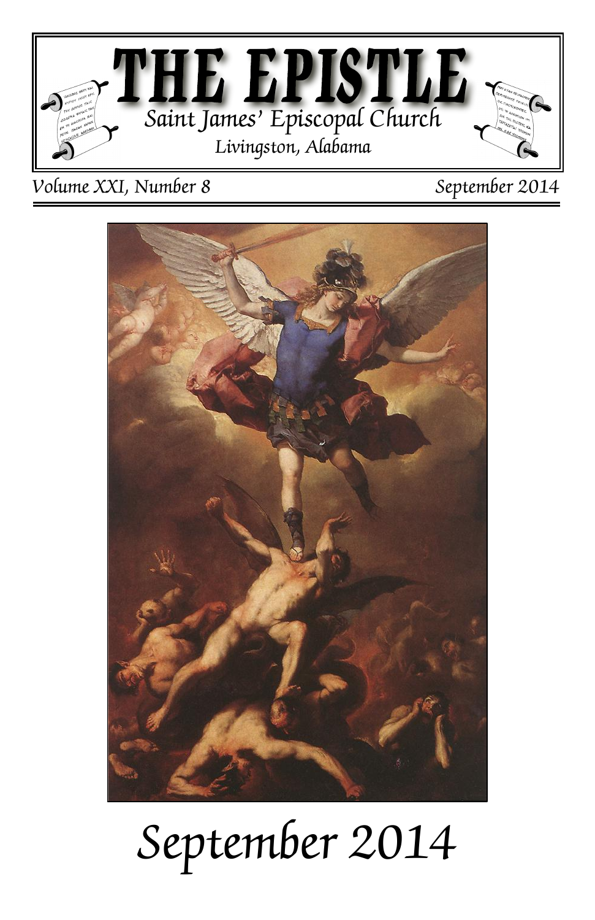# THE EPISTLE

Saint James' Episcopal Church

Livingston, Alabama

*Volume XXI, Number 8* *September 2014*

# *September 2014*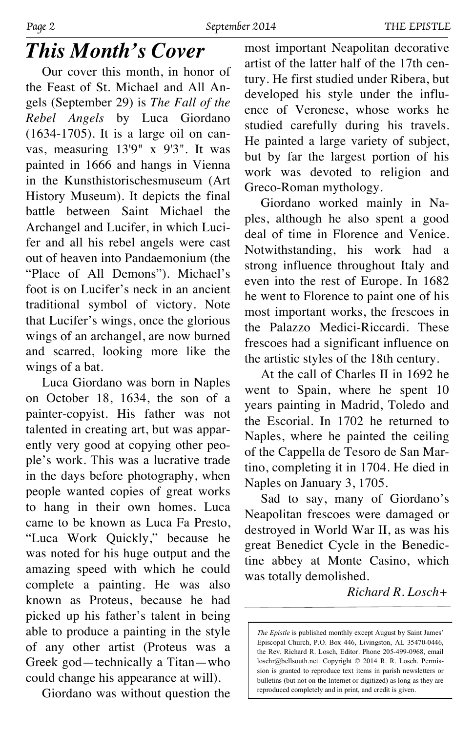# This Month's Cover

Our cover this month, in honor of the Feast of St. Michael and All Angels (September 29) is *The Fall of the Rebel Angels* by Luca Giordano (1634-1705). It is a large oil on canvas, measuring 13'9" x 9'3". It was painted in 1666 and hangs in Vienna in the Kunsthistorischesmuseum (Art History Museum). It depicts the final battle between Saint Michael the Archangel and Lucifer, in which Lucifer and all his rebel angels were cast out of heaven into Pandaemonium (the "Place of All Demons"). Michael's foot is on Lucifer's neck in an ancient traditional symbol of victory. Note that Lucifer's wings, once the glorious wings of an archangel, are now burned and scarred, looking more like the wings of a bat.

Luca Giordano was born in Naples on October 18, 1634, the son of a painter-copyist. His father was not talented in creating art, but was apparently very good at copying other people's work. This was a lucrative trade in the days before photography, when people wanted copies of great works to hang in their own homes. Luca came to be known as Luca Fa Presto, "Luca Work Quickly," because he was noted for his huge output and the amazing speed with which he could complete a painting. He was also known as Proteus, because he had picked up his father's talent in being able to produce a painting in the style of any other artist (Proteus was a Greek god—technically a Titan—who could change his appearance at will).

Giordano was without question the most important Neapolitan decorative artist of the latter half of the 17th century. He first studied under Ribera, but developed his style under the influence of Veronese, whose works he studied carefully during his travels. He painted a large variety of subject, but by far the largest portion of his work was devoted to religion and Greco-Roman mythology.

Giordano worked mainly in Naples, although he also spent a good deal of time in Florence and Venice. Notwithstanding, his work had a strong influence throughout Italy and even into the rest of Europe. In 1682 he went to Florence to paint one of his most important works, the frescoes in the Palazzo Medici-Riccardi. These frescoes had a significant influence on the artistic styles of the 18th century.

At the call of Charles II in 1692 he went to Spain, where he spent 10 years painting in Madrid, Toledo and the Escorial. In 1702 he returned to Naples, where he painted the ceiling of the Cappella de Tesoro de San Martino, completing it in 1704. He died in Naples on January 3, 1705.

Sad to say, many of Giordano's Neapolitan frescoes were damaged or destroyed in World War II, as was his great Benedict Cycle in the Benedictine abbey at Monte Casino, which was totally demolished.

*Richard R. Losch+*

---

*The Epistle* is published monthly except August by Saint James' Episcopal Church, P.O. Box 446, Livingston, AL 35470-0446, the Rev. Richard R. Losch, Editor. Phone 205-499-0968, email loschr@bellsouth.net. Copyright © 2014 R. R. Losch. Permission is granted to reproduce text items in parish newsletters or bulletins (but not on the Internet or digitized) as long as they are reproduced completely and in print, and credit is given.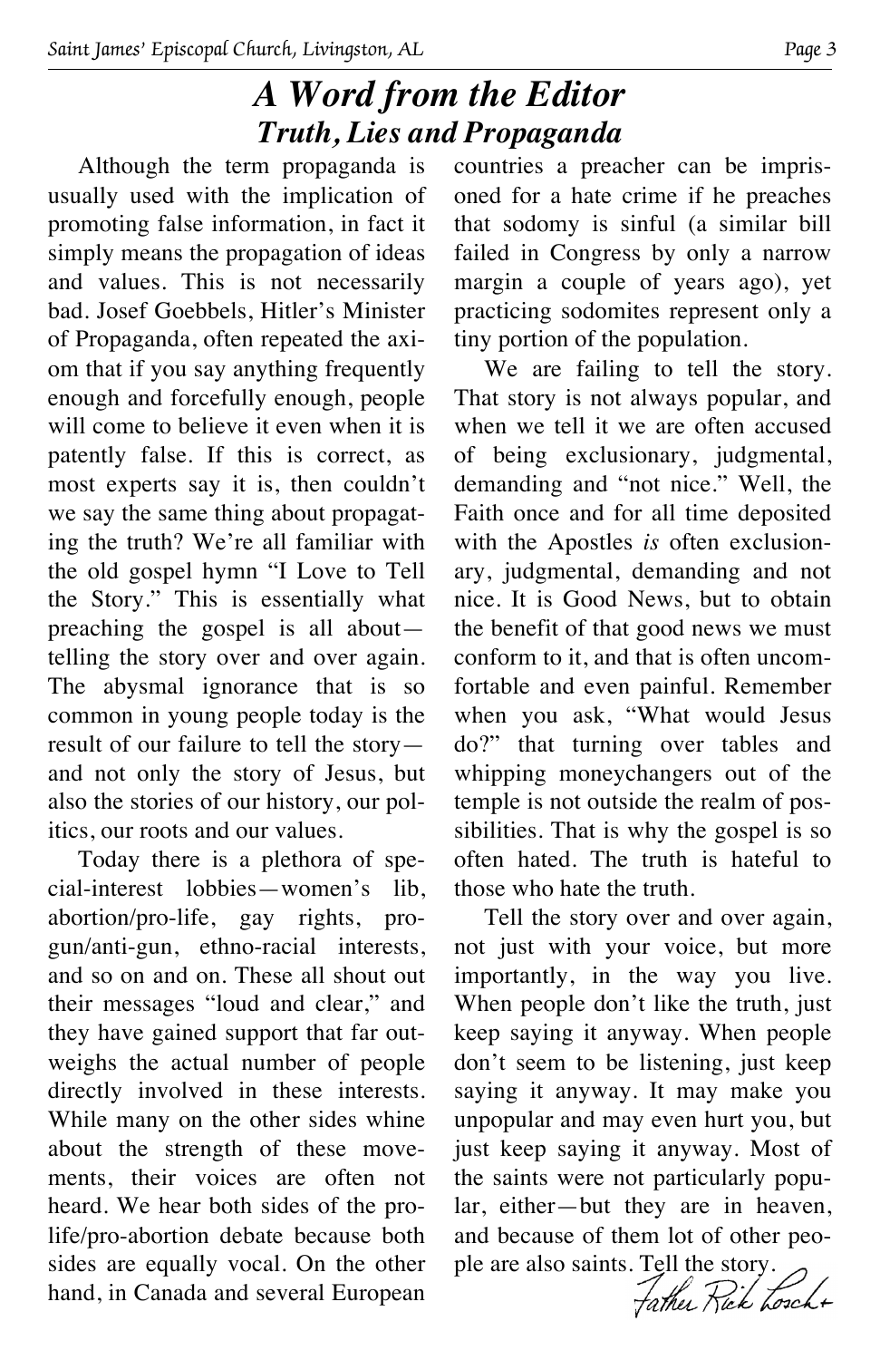# *A Word from the Editor*

## *Truth, Lies and Propaganda*

Although the term propaganda is usually used with the implication of promoting false information, in fact it simply means the propagation of ideas and values. This is not necessarily bad. Josef Goebbels, Hitler's Minister of Propaganda, often repeated the axiom that if you say anything frequently enough and forcefully enough, people will come to believe it even when it is patently false. If this is correct, as most experts say it is, then couldn't we say the same thing about propagating the truth? We're all familiar with the old gospel hymn "I Love to Tell the Story." This is essentially what preaching the gospel is all about—telling the story over and over again. The abysmal ignorance that is so common in young people today is the result of our failure to tell the story—and not only the story of Jesus, but also the stories of our history, our politics, our roots and our values.

Today there is a plethora of special-interest lobbies—women's lib, abortion/pro-life, gay rights, pro-gun/anti-gun, ethno-racial interests, and so on and on. These all shout out their messages "loud and clear," and they have gained support that far outweighs the actual number of people directly involved in these interests. While many on the other sides whine about the strength of these movements, their voices are often not heard. We hear both sides of the pro-life/pro-abortion debate because both sides are equally vocal. On the other hand, in Canada and several European countries a preacher can be imprisoned for a hate crime if he preaches that sodomy is sinful (a similar bill failed in Congress by only a narrow margin a couple of years ago), yet practicing sodomites represent only a tiny portion of the population.

We are failing to tell the story. That story is not always popular, and when we tell it we are often accused of being exclusionary, judgmental, demanding and "not nice." Well, the Faith once and for all time deposited with the Apostles *is* often exclusionary, judgmental, demanding and not nice. It is Good News, but to obtain the benefit of that good news we must conform to it, and that is often uncomfortable and even painful. Remember when you ask, "What would Jesus do?" that turning over tables and whipping moneychangers out of the temple is not outside the realm of possibilities. That is why the gospel is so often hated. The truth is hateful to those who hate the truth.

Tell the story over and over again, not just with your voice, but more importantly, in the way you live. When people don't like the truth, just keep saying it anyway. When people don't seem to be listening, just keep saying it anyway. It may make you unpopular and may even hurt you, but just keep saying it anyway. Most of the saints were not particularly popular, either—but they are in heaven, and because of them lot of other people are also saints. Tell the story.

*Father Rick Losch+*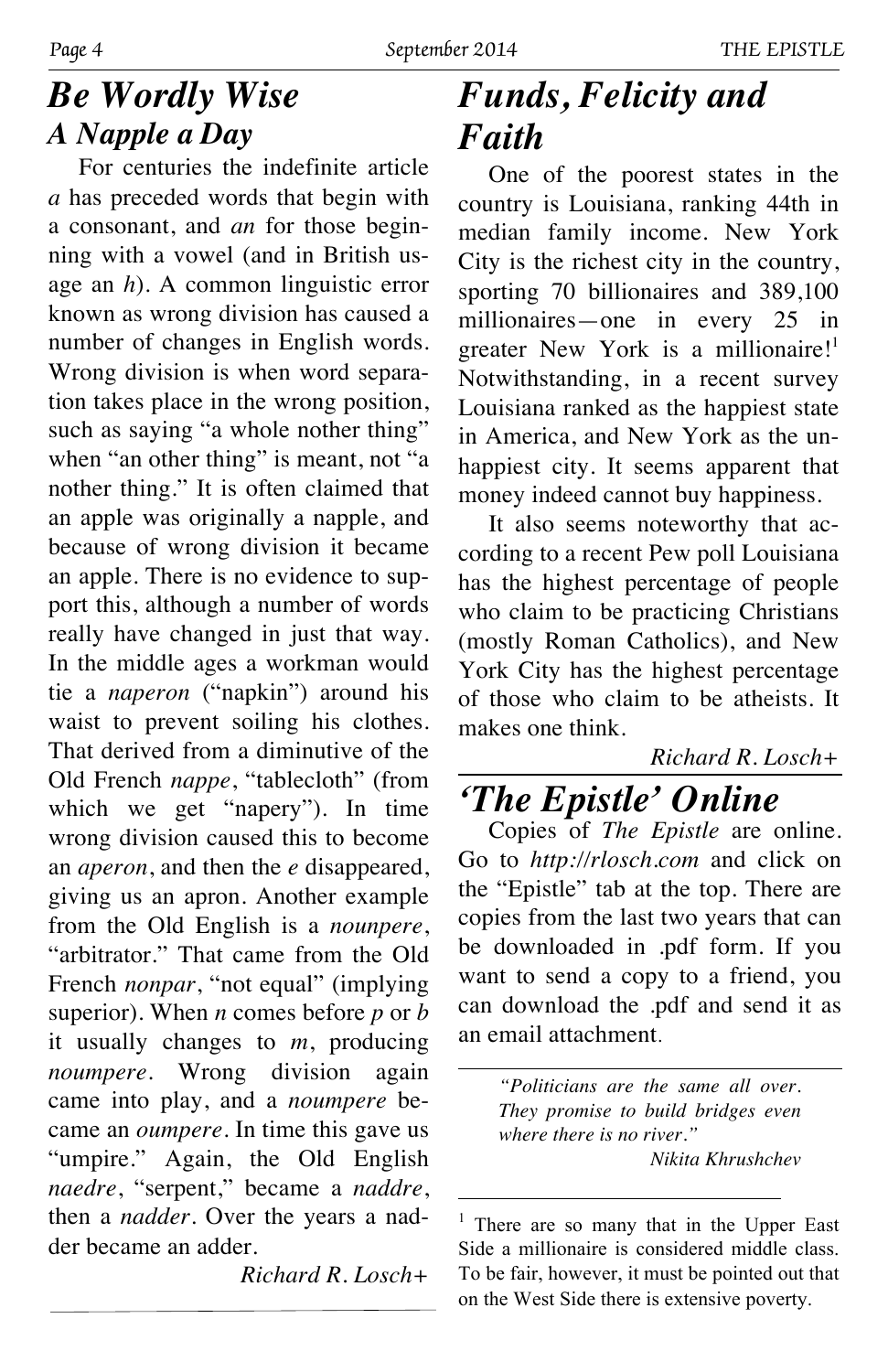## *Be Wordly Wise*

### *A Napple a Day*

For centuries the indefinite article *a* has preceded words that begin with a consonant, and *an* for those beginning with a vowel (and in British usage an *h*). A common linguistic error known as wrong division has caused a number of changes in English words. Wrong division is when word separation takes place in the wrong position, such as saying "a whole nother thing" when "an other thing" is meant, not "a nother thing." It is often claimed that an apple was originally a napple, and because of wrong division it became an apple. There is no evidence to support this, although a number of words really have changed in just that way. In the middle ages a workman would tie a *naperon* ("napkin") around his waist to prevent soiling his clothes. That derived from a diminutive of the Old French *nappe*, "tablecloth" (from which we get "napery"). In time wrong division caused this to become an *aperon*, and then the *e* disappeared, giving us an apron. Another example from the Old English is a *nounpere*, "arbitrator." That came from the Old French *nonpar*, "not equal" (implying superior). When *n* comes before *p* or *b* it usually changes to *m*, producing *noumpere*. Wrong division again came into play, and a *noumpere* became an *oumpere*. In time this gave us "umpire." Again, the Old English *naedre*, "serpent," became a *naddre*, then a *nadder*. Over the years a nadder became an adder.

*Richard R. Losch+*

## *Funds, Felicity and Faith*

One of the poorest states in the country is Louisiana, ranking 44th in median family income. New York City is the richest city in the country, sporting 70 billionaires and 389,100 millionaires—one in every 25 in greater New York is a millionaire![1] Notwithstanding, in a recent survey Louisiana ranked as the happiest state in America, and New York as the unhappiest city. It seems apparent that money indeed cannot buy happiness.

It also seems noteworthy that according to a recent Pew poll Louisiana has the highest percentage of people who claim to be practicing Christians (mostly Roman Catholics), and New York City has the highest percentage of those who claim to be atheists. It makes one think.

*Richard R. Losch+*

## *'The Epistle' Online*

Copies of *The Epistle* are online. Go to *http://rlosch.com* and click on the "Epistle" tab at the top. There are copies from the last two years that can be downloaded in .pdf form. If you want to send a copy to a friend, you can download the .pdf and send it as an email attachment.

> *"Politicians are the same all over. They promise to build bridges even where there is no river."*
>
> *Nikita Khrushchev*

---

[1] There are so many that in the Upper East Side a millionaire is considered middle class. To be fair, however, it must be pointed out that on the West Side there is extensive poverty.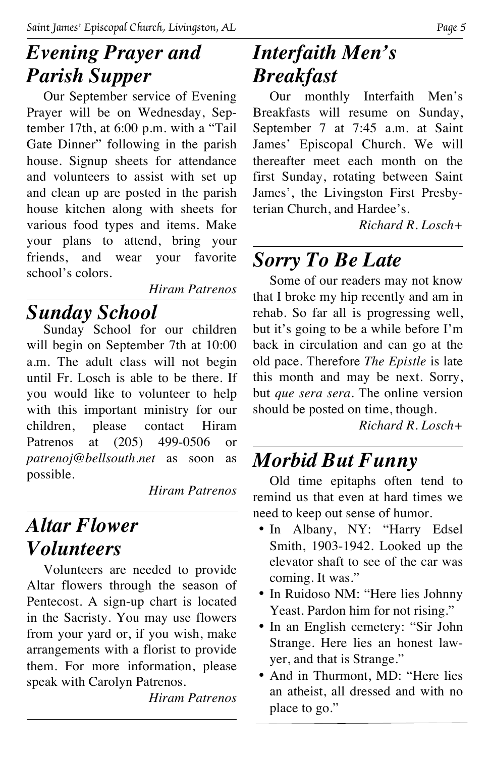## *Evening Prayer and Parish Supper*

Our September service of Evening Prayer will be on Wednesday, September 17th, at 6:00 p.m. with a "Tail Gate Dinner" following in the parish house. Signup sheets for attendance and volunteers to assist with set up and clean up are posted in the parish house kitchen along with sheets for various food types and items. Make your plans to attend, bring your friends, and wear your favorite school's colors.

*Hiram Patrenos*

## *Sunday School*

Sunday School for our children will begin on September 7th at 10:00 a.m. The adult class will not begin until Fr. Losch is able to be there. If you would like to volunteer to help with this important ministry for our children, please contact Hiram Patrenos at (205) 499-0506 or *patrenoj@bellsouth.net* as soon as possible.

*Hiram Patrenos*

## *Altar Flower Volunteers*

Volunteers are needed to provide Altar flowers through the season of Pentecost. A sign-up chart is located in the Sacristy. You may use flowers from your yard or, if you wish, make arrangements with a florist to provide them. For more information, please speak with Carolyn Patrenos.

*Hiram Patrenos*

## *Interfaith Men's Breakfast*

Our monthly Interfaith Men's Breakfasts will resume on Sunday, September 7 at 7:45 a.m. at Saint James' Episcopal Church. We will thereafter meet each month on the first Sunday, rotating between Saint James', the Livingston First Presbyterian Church, and Hardee's.

*Richard R. Losch+*

## *Sorry To Be Late*

Some of our readers may not know that I broke my hip recently and am in rehab. So far all is progressing well, but it's going to be a while before I'm back in circulation and can go at the old pace. Therefore *The Epistle* is late this month and may be next. Sorry, but *que sera sera*. The online version should be posted on time, though.

*Richard R. Losch+*

## *Morbid But Funny*

Old time epitaphs often tend to remind us that even at hard times we need to keep out sense of humor.

- In Albany, NY: "Harry Edsel Smith, 1903-1942. Looked up the elevator shaft to see of the car was coming. It was."
- In Ruidoso NM: "Here lies Johnny Yeast. Pardon him for not rising."
- In an English cemetery: "Sir John Strange. Here lies an honest lawyer, and that is Strange."
- And in Thurmont, MD: "Here lies an atheist, all dressed and with no place to go."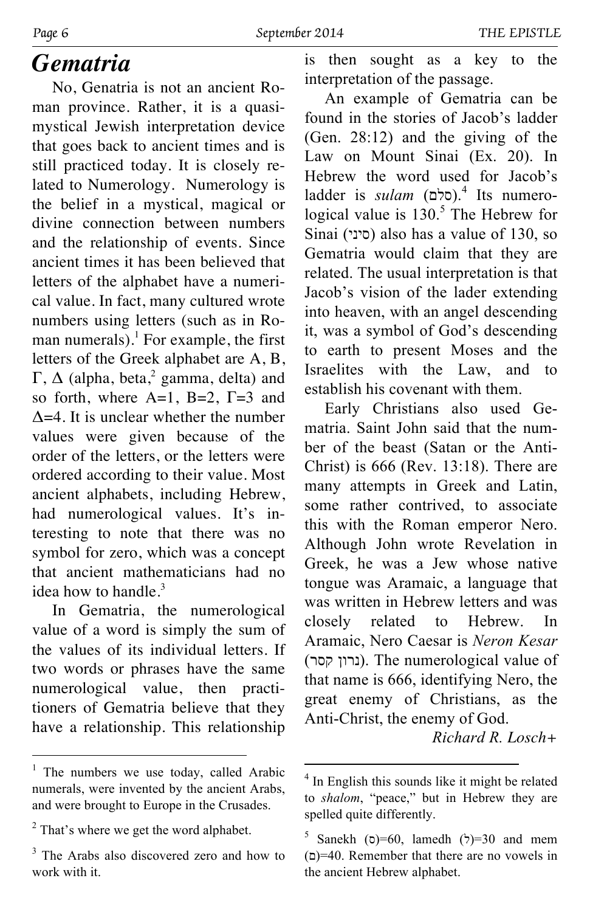# Gematria

No, Genatria is not an ancient Roman province. Rather, it is a quasi-mystical Jewish interpretation device that goes back to ancient times and is still practiced today. It is closely related to Numerology. Numerology is the belief in a mystical, magical or divine connection between numbers and the relationship of events. Since ancient times it has been believed that letters of the alphabet have a numerical value. In fact, many cultured wrote numbers using letters (such as in Roman numerals).[1] For example, the first letters of the Greek alphabet are Α, Β, Γ, Δ (alpha, beta,[2] gamma, delta) and so forth, where Α=1, Β=2, Γ=3 and Δ=4. It is unclear whether the number values were given because of the order of the letters, or the letters were ordered according to their value. Most ancient alphabets, including Hebrew, had numerological values. It's interesting to note that there was no symbol for zero, which was a concept that ancient mathematicians had no idea how to handle.[3]

In Gematria, the numerological value of a word is simply the sum of the values of its individual letters. If two words or phrases have the same numerological value, then practitioners of Gematria believe that they have a relationship. This relationship is then sought as a key to the interpretation of the passage.

An example of Gematria can be found in the stories of Jacob's ladder (Gen. 28:12) and the giving of the Law on Mount Sinai (Ex. 20). In Hebrew the word used for Jacob's ladder is *sulam* (סלם).[4] Its numerological value is 130.[5] The Hebrew for Sinai (סיני) also has a value of 130, so Gematria would claim that they are related. The usual interpretation is that Jacob's vision of the lader extending into heaven, with an angel descending it, was a symbol of God's descending to earth to present Moses and the Israelites with the Law, and to establish his covenant with them.

Early Christians also used Gematria. Saint John said that the number of the beast (Satan or the Anti-Christ) is 666 (Rev. 13:18). There are many attempts in Greek and Latin, some rather contrived, to associate this with the Roman emperor Nero. Although John wrote Revelation in Greek, he was a Jew whose native tongue was Aramaic, a language that was written in Hebrew letters and was closely related to Hebrew. In Aramaic, Nero Caesar is *Neron Kesar* (נרון קסר). The numerological value of that name is 666, identifying Nero, the great enemy of Christians, as the Anti-Christ, the enemy of God.

*Richard R. Losch+*

---

[1] The numbers we use today, called Arabic numerals, were invented by the ancient Arabs, and were brought to Europe in the Crusades.

[2] That's where we get the word alphabet.

[3] The Arabs also discovered zero and how to work with it.

[4] In English this sounds like it might be related to *shalom*, "peace," but in Hebrew they are spelled quite differently.

[5] Sanekh (ס)=60, lamedh (ל)=30 and mem (ם)=40. Remember that there are no vowels in the ancient Hebrew alphabet.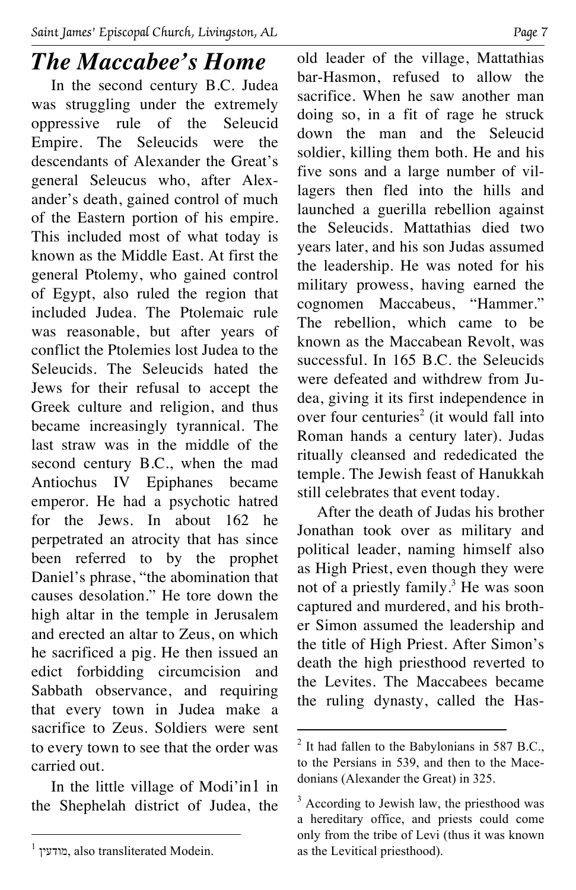# *The Maccabee's Home*

In the second century B.C. Judea was struggling under the extremely oppressive rule of the Seleucid Empire. The Seleucids were the descendants of Alexander the Great's general Seleucus who, after Alexander's death, gained control of much of the Eastern portion of his empire. This included most of what today is known as the Middle East. At first the general Ptolemy, who gained control of Egypt, also ruled the region that included Judea. The Ptolemaic rule was reasonable, but after years of conflict the Ptolemies lost Judea to the Seleucids. The Seleucids hated the Jews for their refusal to accept the Greek culture and religion, and thus became increasingly tyrannical. The last straw was in the middle of the second century B.C., when the mad Antiochus IV Epiphanes became emperor. He had a psychotic hatred for the Jews. In about 162 he perpetrated an atrocity that has since been referred to by the prophet Daniel's phrase, "the abomination that causes desolation." He tore down the high altar in the temple in Jerusalem and erected an altar to Zeus, on which he sacrificed a pig. He then issued an edict forbidding circumcision and Sabbath observance, and requiring that every town in Judea make a sacrifice to Zeus. Soldiers were sent to every town to see that the order was carried out.

In the little village of Modi'in[1] in the Shephelah district of Judea, the old leader of the village, Mattathias bar-Hasmon, refused to allow the sacrifice. When he saw another man doing so, in a fit of rage he struck down the man and the Seleucid soldier, killing them both. He and his five sons and a large number of villagers then fled into the hills and launched a guerilla rebellion against the Seleucids. Mattathias died two years later, and his son Judas assumed the leadership. He was noted for his military prowess, having earned the cognomen Maccabeus, "Hammer." The rebellion, which came to be known as the Maccabean Revolt, was successful. In 165 B.C. the Seleucids were defeated and withdrew from Judea, giving it its first independence in over four centuries[2] (it would fall into Roman hands a century later). Judas ritually cleansed and rededicated the temple. The Jewish feast of Hanukkah still celebrates that event today.

After the death of Judas his brother Jonathan took over as military and political leader, naming himself also as High Priest, even though they were not of a priestly family.[3] He was soon captured and murdered, and his brother Simon assumed the leadership and the title of High Priest. After Simon's death the high priesthood reverted to the Levites. The Maccabees became the ruling dynasty, called the Has-

---

[1] מודעין, also transliterated Modein.

[2] It had fallen to the Babylonians in 587 B.C., to the Persians in 539, and then to the Macedonians (Alexander the Great) in 325.

[3] According to Jewish law, the priesthood was a hereditary office, and priests could come only from the tribe of Levi (thus it was known as the Levitical priesthood).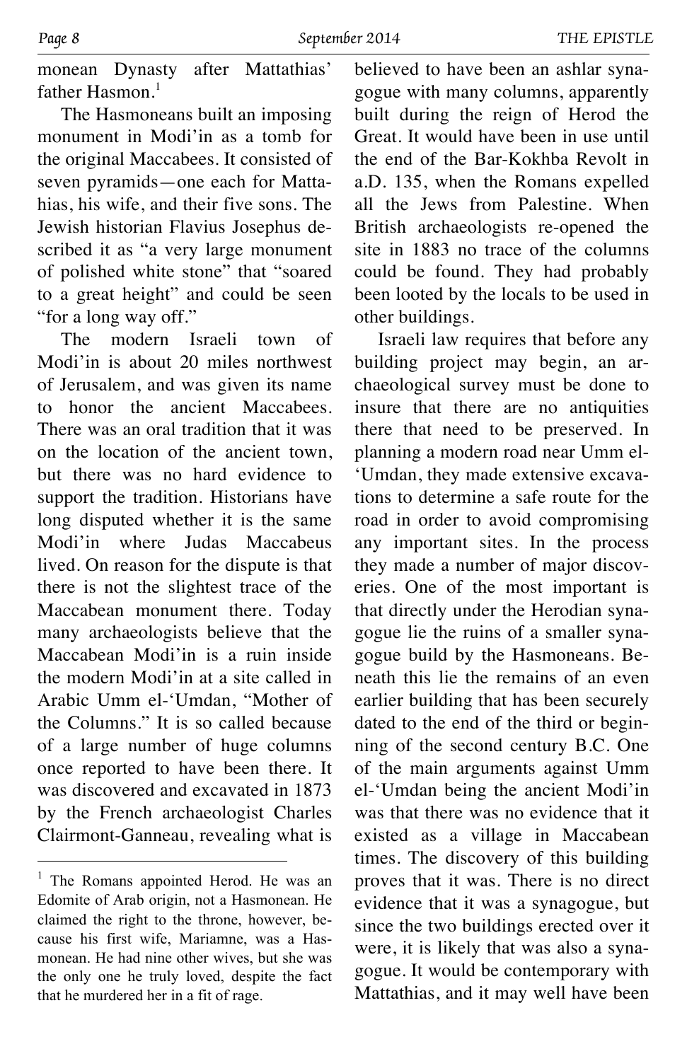monean Dynasty after Mattathias' father Hasmon.[1]

The Hasmoneans built an imposing monument in Modi'in as a tomb for the original Maccabees. It consisted of seven pyramids—one each for Mattahias, his wife, and their five sons. The Jewish historian Flavius Josephus described it as "a very large monument of polished white stone" that "soared to a great height" and could be seen "for a long way off."

The modern Israeli town of Modi'in is about 20 miles northwest of Jerusalem, and was given its name to honor the ancient Maccabees. There was an oral tradition that it was on the location of the ancient town, but there was no hard evidence to support the tradition. Historians have long disputed whether it is the same Modi'in where Judas Maccabeus lived. On reason for the dispute is that there is not the slightest trace of the Maccabean monument there. Today many archaeologists believe that the Maccabean Modi'in is a ruin inside the modern Modi'in at a site called in Arabic Umm el-'Umdan, "Mother of the Columns." It is so called because of a large number of huge columns once reported to have been there. It was discovered and excavated in 1873 by the French archaeologist Charles Clairmont-Ganneau, revealing what is believed to have been an ashlar synagogue with many columns, apparently built during the reign of Herod the Great. It would have been in use until the end of the Bar-Kokhba Revolt in a.D. 135, when the Romans expelled all the Jews from Palestine. When British archaeologists re-opened the site in 1883 no trace of the columns could be found. They had probably been looted by the locals to be used in other buildings.

Israeli law requires that before any building project may begin, an archaeological survey must be done to insure that there are no antiquities there that need to be preserved. In planning a modern road near Umm el-'Umdan, they made extensive excavations to determine a safe route for the road in order to avoid compromising any important sites. In the process they made a number of major discoveries. One of the most important is that directly under the Herodian synagogue lie the ruins of a smaller synagogue build by the Hasmoneans. Beneath this lie the remains of an even earlier building that has been securely dated to the end of the third or beginning of the second century B.C. One of the main arguments against Umm el-'Umdan being the ancient Modi'in was that there was no evidence that it existed as a village in Maccabean times. The discovery of this building proves that it was. There is no direct evidence that it was a synagogue, but since the two buildings erected over it were, it is likely that was also a synagogue. It would be contemporary with Mattathias, and it may well have been

---

[1] The Romans appointed Herod. He was an Edomite of Arab origin, not a Hasmonean. He claimed the right to the throne, however, because his first wife, Mariamne, was a Hasmonean. He had nine other wives, but she was the only one he truly loved, despite the fact that he murdered her in a fit of rage.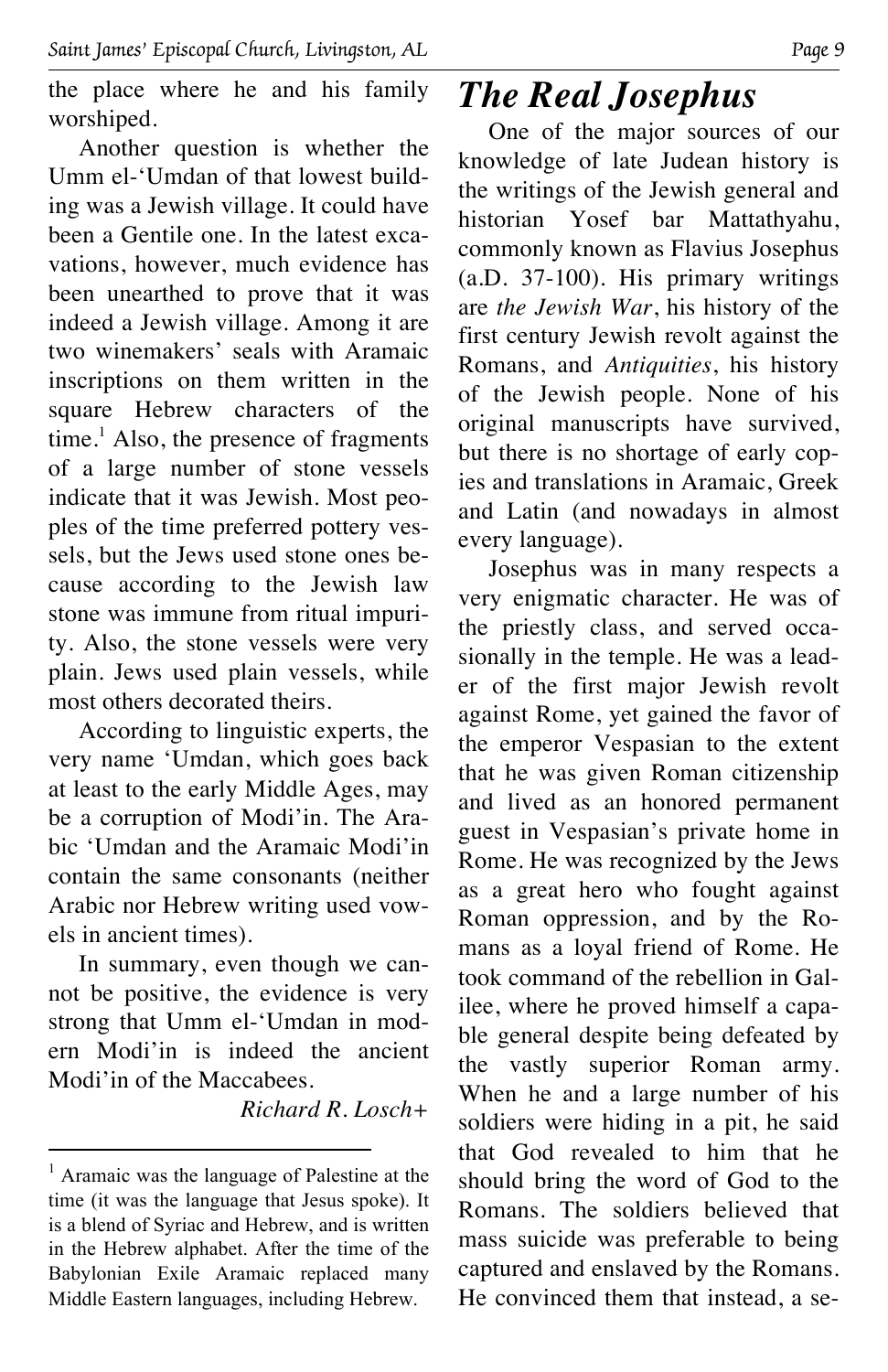the place where he and his family worshiped.

Another question is whether the Umm el-‘Umdan of that lowest building was a Jewish village. It could have been a Gentile one. In the latest excavations, however, much evidence has been unearthed to prove that it was indeed a Jewish village. Among it are two winemakers' seals with Aramaic inscriptions on them written in the square Hebrew characters of the time.[1] Also, the presence of fragments of a large number of stone vessels indicate that it was Jewish. Most peoples of the time preferred pottery vessels, but the Jews used stone ones because according to the Jewish law stone was immune from ritual impurity. Also, the stone vessels were very plain. Jews used plain vessels, while most others decorated theirs.

According to linguistic experts, the very name ‘Umdan, which goes back at least to the early Middle Ages, may be a corruption of Modi'in. The Arabic ‘Umdan and the Aramaic Modi'in contain the same consonants (neither Arabic nor Hebrew writing used vowels in ancient times).

In summary, even though we cannot be positive, the evidence is very strong that Umm el-‘Umdan in modern Modi'in is indeed the ancient Modi'in of the Maccabees.

*Richard R. Losch+*

[1] Aramaic was the language of Palestine at the time (it was the language that Jesus spoke). It is a blend of Syriac and Hebrew, and is written in the Hebrew alphabet. After the time of the Babylonian Exile Aramaic replaced many Middle Eastern languages, including Hebrew.

# The Real Josephus

One of the major sources of our knowledge of late Judean history is the writings of the Jewish general and historian Yosef bar Mattathyahu, commonly known as Flavius Josephus (a.D. 37-100). His primary writings are *the Jewish War*, his history of the first century Jewish revolt against the Romans, and *Antiquities*, his history of the Jewish people. None of his original manuscripts have survived, but there is no shortage of early copies and translations in Aramaic, Greek and Latin (and nowadays in almost every language).

Josephus was in many respects a very enigmatic character. He was of the priestly class, and served occasionally in the temple. He was a leader of the first major Jewish revolt against Rome, yet gained the favor of the emperor Vespasian to the extent that he was given Roman citizenship and lived as an honored permanent guest in Vespasian's private home in Rome. He was recognized by the Jews as a great hero who fought against Roman oppression, and by the Romans as a loyal friend of Rome. He took command of the rebellion in Galilee, where he proved himself a capable general despite being defeated by the vastly superior Roman army. When he and a large number of his soldiers were hiding in a pit, he said that God revealed to him that he should bring the word of God to the Romans. The soldiers believed that mass suicide was preferable to being captured and enslaved by the Romans. He convinced them that instead, a se-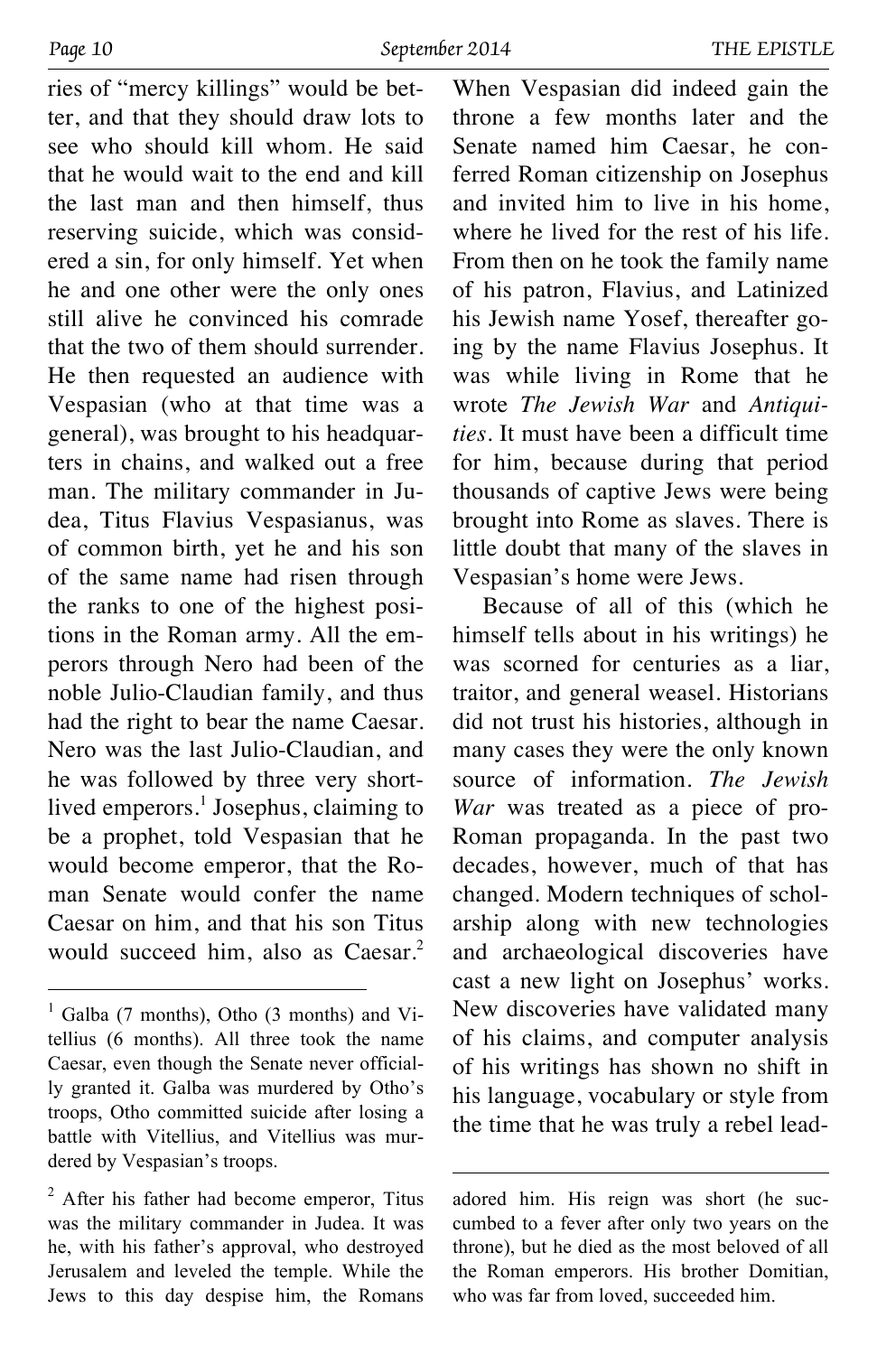ries of "mercy killings" would be better, and that they should draw lots to see who should kill whom. He said that he would wait to the end and kill the last man and then himself, thus reserving suicide, which was considered a sin, for only himself. Yet when he and one other were the only ones still alive he convinced his comrade that the two of them should surrender. He then requested an audience with Vespasian (who at that time was a general), was brought to his headquarters in chains, and walked out a free man. The military commander in Judea, Titus Flavius Vespasianus, was of common birth, yet he and his son of the same name had risen through the ranks to one of the highest positions in the Roman army. All the emperors through Nero had been of the noble Julio-Claudian family, and thus had the right to bear the name Caesar. Nero was the last Julio-Claudian, and he was followed by three very short-lived emperors.[1] Josephus, claiming to be a prophet, told Vespasian that he would become emperor, that the Roman Senate would confer the name Caesar on him, and that his son Titus would succeed him, also as Caesar.[2] When Vespasian did indeed gain the throne a few months later and the Senate named him Caesar, he conferred Roman citizenship on Josephus and invited him to live in his home, where he lived for the rest of his life. From then on he took the family name of his patron, Flavius, and Latinized his Jewish name Yosef, thereafter going by the name Flavius Josephus. It was while living in Rome that he wrote *The Jewish War* and *Antiquities*. It must have been a difficult time for him, because during that period thousands of captive Jews were being brought into Rome as slaves. There is little doubt that many of the slaves in Vespasian's home were Jews.

Because of all of this (which he himself tells about in his writings) he was scorned for centuries as a liar, traitor, and general weasel. Historians did not trust his histories, although in many cases they were the only known source of information. *The Jewish War* was treated as a piece of pro-Roman propaganda. In the past two decades, however, much of that has changed. Modern techniques of scholarship along with new technologies and archaeological discoveries have cast a new light on Josephus' works. New discoveries have validated many of his claims, and computer analysis of his writings has shown no shift in his language, vocabulary or style from the time that he was truly a rebel lead-

---

[1] Galba (7 months), Otho (3 months) and Vitellius (6 months). All three took the name Caesar, even though the Senate never officially granted it. Galba was murdered by Otho's troops, Otho committed suicide after losing a battle with Vitellius, and Vitellius was murdered by Vespasian's troops.

[2] After his father had become emperor, Titus was the military commander in Judea. It was he, with his father's approval, who destroyed Jerusalem and leveled the temple. While the Jews to this day despise him, the Romans adored him. His reign was short (he succumbed to a fever after only two years on the throne), but he died as the most beloved of all the Roman emperors. His brother Domitian, who was far from loved, succeeded him.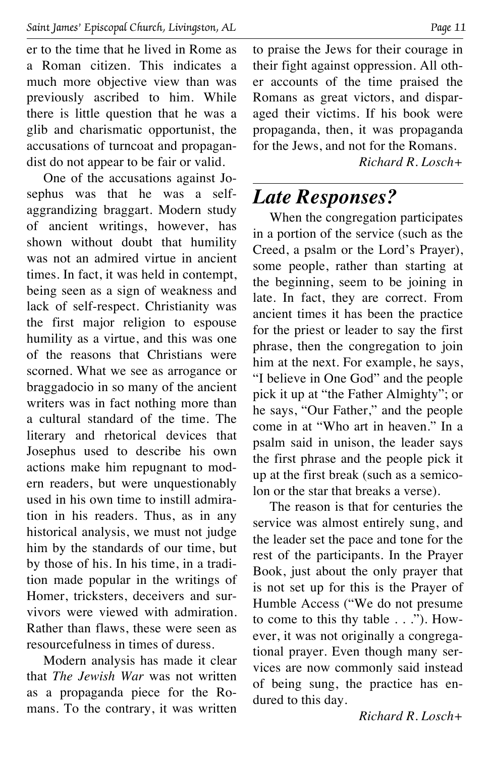er to the time that he lived in Rome as a Roman citizen. This indicates a much more objective view than was previously ascribed to him. While there is little question that he was a glib and charismatic opportunist, the accusations of turncoat and propagandist do not appear to be fair or valid.

One of the accusations against Josephus was that he was a self-aggrandizing braggart. Modern study of ancient writings, however, has shown without doubt that humility was not an admired virtue in ancient times. In fact, it was held in contempt, being seen as a sign of weakness and lack of self-respect. Christianity was the first major religion to espouse humility as a virtue, and this was one of the reasons that Christians were scorned. What we see as arrogance or braggadocio in so many of the ancient writers was in fact nothing more than a cultural standard of the time. The literary and rhetorical devices that Josephus used to describe his own actions make him repugnant to modern readers, but were unquestionably used in his own time to instill admiration in his readers. Thus, as in any historical analysis, we must not judge him by the standards of our time, but by those of his. In his time, in a tradition made popular in the writings of Homer, tricksters, deceivers and survivors were viewed with admiration. Rather than flaws, these were seen as resourcefulness in times of duress.

Modern analysis has made it clear that *The Jewish War* was not written as a propaganda piece for the Romans. To the contrary, it was written to praise the Jews for their courage in their fight against oppression. All other accounts of the time praised the Romans as great victors, and disparaged their victims. If his book were propaganda, then, it was propaganda for the Jews, and not for the Romans.

*Richard R. Losch+*

## *Late Responses?*

When the congregation participates in a portion of the service (such as the Creed, a psalm or the Lord's Prayer), some people, rather than starting at the beginning, seem to be joining in late. In fact, they are correct. From ancient times it has been the practice for the priest or leader to say the first phrase, then the congregation to join him at the next. For example, he says, "I believe in One God" and the people pick it up at "the Father Almighty"; or he says, "Our Father," and the people come in at "Who art in heaven." In a psalm said in unison, the leader says the first phrase and the people pick it up at the first break (such as a semicolon or the star that breaks a verse).

The reason is that for centuries the service was almost entirely sung, and the leader set the pace and tone for the rest of the participants. In the Prayer Book, just about the only prayer that is not set up for this is the Prayer of Humble Access ("We do not presume to come to this thy table . . ."). However, it was not originally a congregational prayer. Even though many services are now commonly said instead of being sung, the practice has endured to this day.

*Richard R. Losch+*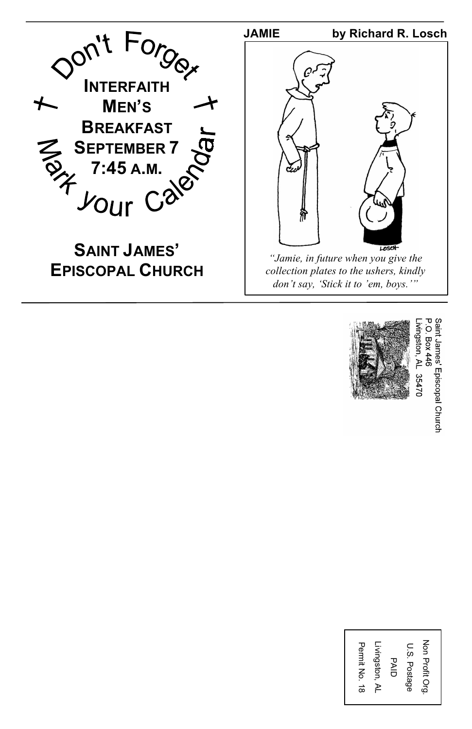**Don't Forget + Mark your Calendar +**

**INTERFAITH MEN'S BREAKFAST**
**SEPTEMBER 7**
**7:45 A.M.**

**SAINT JAMES' EPISCOPAL CHURCH**

**JAMIE** **by Richard R. Losch**

*"Jamie, in future when you give the collection plates to the ushers, kindly don't say, 'Stick it to 'em, boys.'"*

Saint James' Episcopal Church
P.O. Box 446
Livingston, AL 35470

Non Profit Org.
U.S. Postage
PAID
Livingston, AL
Permit No. 18